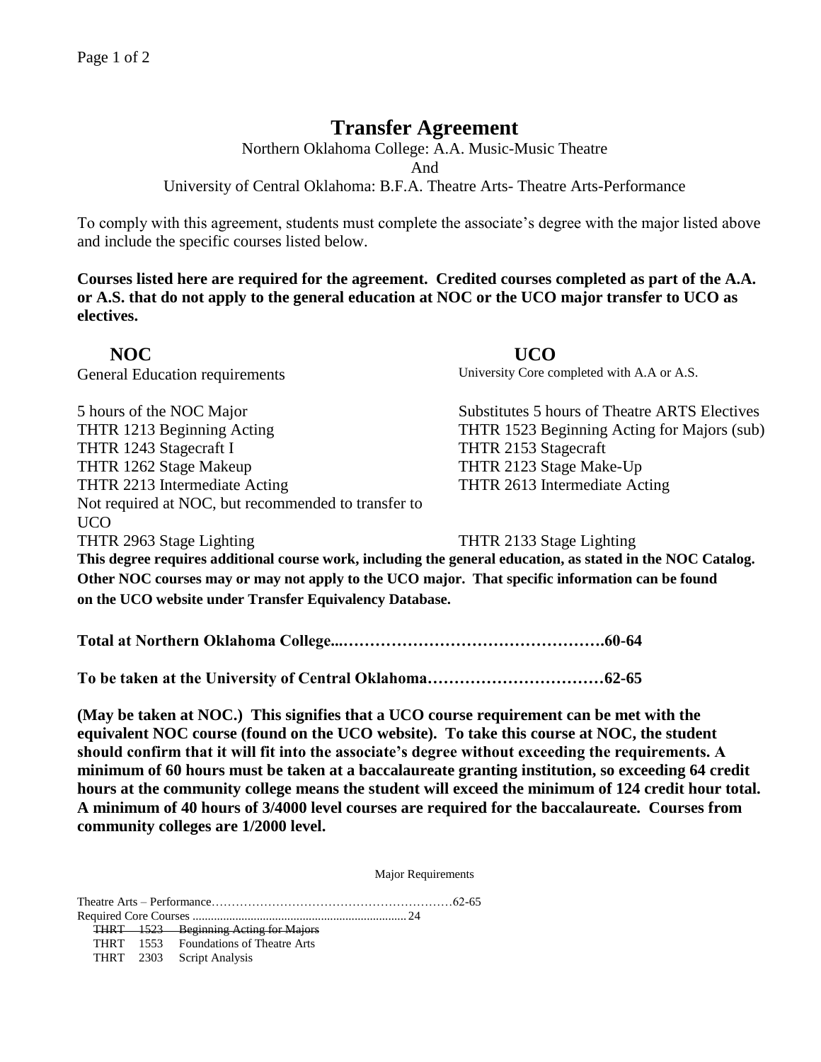# Transfer Agreement

Northern Oklahoma College: A.A. Music-Music Theatre
And
University of Central Oklahoma: B.F.A. Theatre Arts- Theatre Arts-Performance

To comply with this agreement, students must complete the associate's degree with the major listed above and include the specific courses listed below.

**Courses listed here are required for the agreement. Credited courses completed as part of the A.A. or A.S. that do not apply to the general education at NOC or the UCO major transfer to UCO as electives.**

| NOC | UCO |
|---|---|
| General Education requirements | University Core completed with A.A or A.S. |
| 5 hours of the NOC Major | Substitutes 5 hours of Theatre ARTS Electives |
| THTR 1213 Beginning Acting | THTR 1523 Beginning Acting for Majors (sub) |
| THTR 1243 Stagecraft I | THTR 2153 Stagecraft |
| THTR 1262 Stage Makeup | THTR 2123 Stage Make-Up |
| THTR 2213 Intermediate Acting | THTR 2613 Intermediate Acting |
| Not required at NOC, but recommended to transfer to UCO | |
| THTR 2963 Stage Lighting | THTR 2133 Stage Lighting |

**This degree requires additional course work, including the general education, as stated in the NOC Catalog. Other NOC courses may or may not apply to the UCO major. That specific information can be found on the UCO website under Transfer Equivalency Database.**

**Total at Northern Oklahoma College...………………………………………….60-64**

**To be taken at the University of Central Oklahoma……………………………62-65**

**(May be taken at NOC.) This signifies that a UCO course requirement can be met with the equivalent NOC course (found on the UCO website). To take this course at NOC, the student should confirm that it will fit into the associate's degree without exceeding the requirements. A minimum of 60 hours must be taken at a baccalaureate granting institution, so exceeding 64 credit hours at the community college means the student will exceed the minimum of 124 credit hour total. A minimum of 40 hours of 3/4000 level courses are required for the baccalaureate. Courses from community colleges are 1/2000 level.**

Major Requirements

Theatre Arts – Performance……………………………………………………62-65

Required Core Courses ........................................................................24

~~THRT 1523 Beginning Acting for Majors~~
THRT 1553 Foundations of Theatre Arts
THRT 2303 Script Analysis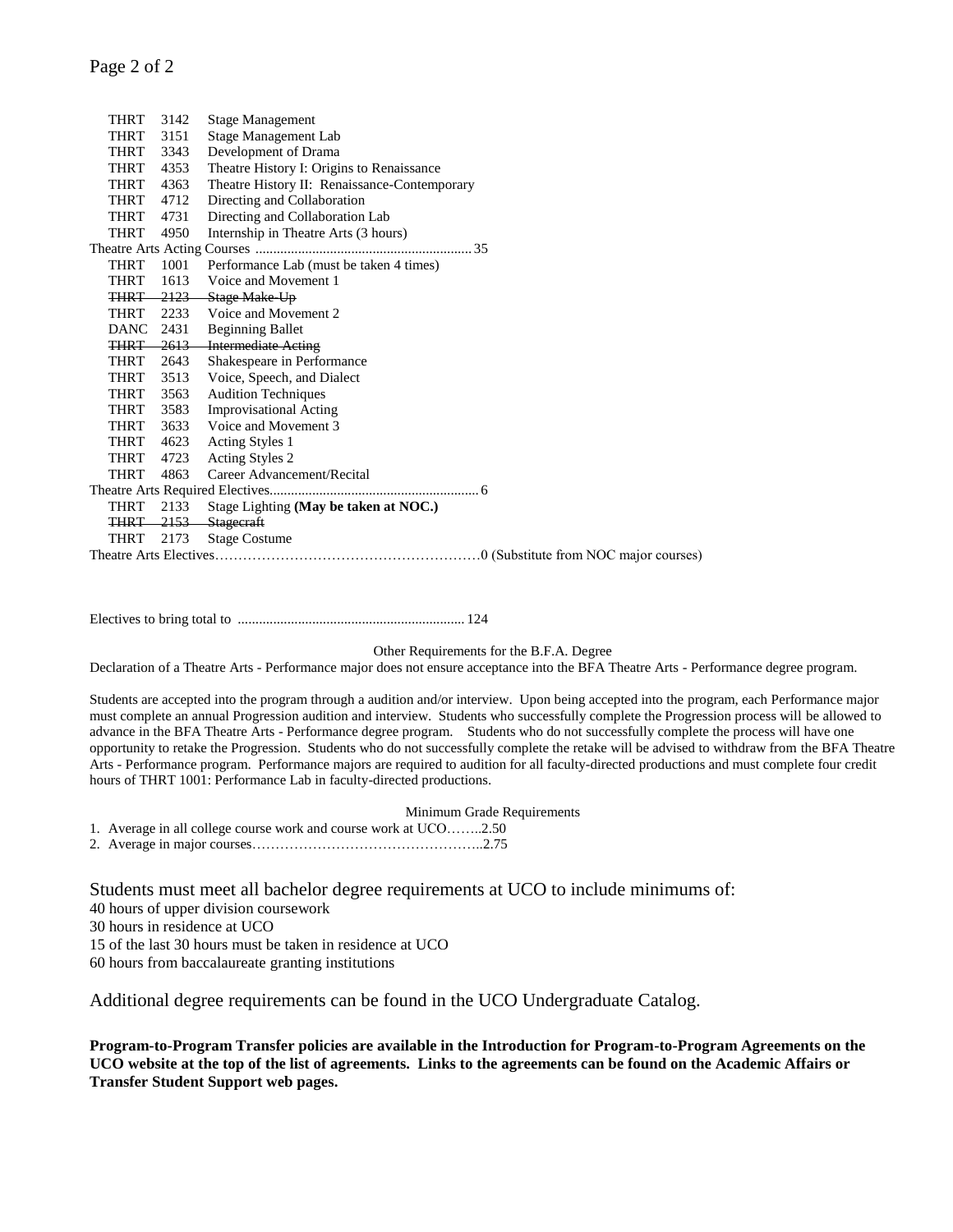| | | |
|---|---|---|
| THRT | 3142 | Stage Management |
| THRT | 3151 | Stage Management Lab |
| THRT | 3343 | Development of Drama |
| THRT | 4353 | Theatre History I: Origins to Renaissance |
| THRT | 4363 | Theatre History II: Renaissance-Contemporary |
| THRT | 4712 | Directing and Collaboration |
| THRT | 4731 | Directing and Collaboration Lab |
| THRT | 4950 | Internship in Theatre Arts (3 hours) |

Theatre Arts Acting Courses ............................................................ 35

| | | |
|---|---|---|
| THRT | 1001 | Performance Lab (must be taken 4 times) |
| THRT | 1613 | Voice and Movement 1 |
| ~~THRT~~ | ~~2123~~ | ~~Stage Make-Up~~ |
| THRT | 2233 | Voice and Movement 2 |
| DANC | 2431 | Beginning Ballet |
| ~~THRT~~ | ~~2613~~ | ~~Intermediate Acting~~ |
| THRT | 2643 | Shakespeare in Performance |
| THRT | 3513 | Voice, Speech, and Dialect |
| THRT | 3563 | Audition Techniques |
| THRT | 3583 | Improvisational Acting |
| THRT | 3633 | Voice and Movement 3 |
| THRT | 4623 | Acting Styles 1 |
| THRT | 4723 | Acting Styles 2 |
| THRT | 4863 | Career Advancement/Recital |

Theatre Arts Required Electives........................................................... 6

| | | |
|---|---|---|
| THRT | 2133 | Stage Lighting **(May be taken at NOC.)** |
| ~~THRT~~ | ~~2153~~ | ~~Stagecraft~~ |
| THRT | 2173 | Stage Costume |

Theatre Arts Electives…………………………………………………0 (Substitute from NOC major courses)

Electives to bring total to ................................................................ 124

Other Requirements for the B.F.A. Degree

Declaration of a Theatre Arts - Performance major does not ensure acceptance into the BFA Theatre Arts - Performance degree program.

Students are accepted into the program through a audition and/or interview. Upon being accepted into the program, each Performance major must complete an annual Progression audition and interview. Students who successfully complete the Progression process will be allowed to advance in the BFA Theatre Arts - Performance degree program. Students who do not successfully complete the process will have one opportunity to retake the Progression. Students who do not successfully complete the retake will be advised to withdraw from the BFA Theatre Arts - Performance program. Performance majors are required to audition for all faculty-directed productions and must complete four credit hours of THRT 1001: Performance Lab in faculty-directed productions.

Minimum Grade Requirements

1. Average in all college course work and course work at UCO……..2.50
2. Average in major courses…………………………………………..2.75

Students must meet all bachelor degree requirements at UCO to include minimums of:

40 hours of upper division coursework
30 hours in residence at UCO
15 of the last 30 hours must be taken in residence at UCO
60 hours from baccalaureate granting institutions

Additional degree requirements can be found in the UCO Undergraduate Catalog.

**Program-to-Program Transfer policies are available in the Introduction for Program-to-Program Agreements on the UCO website at the top of the list of agreements. Links to the agreements can be found on the Academic Affairs or Transfer Student Support web pages.**